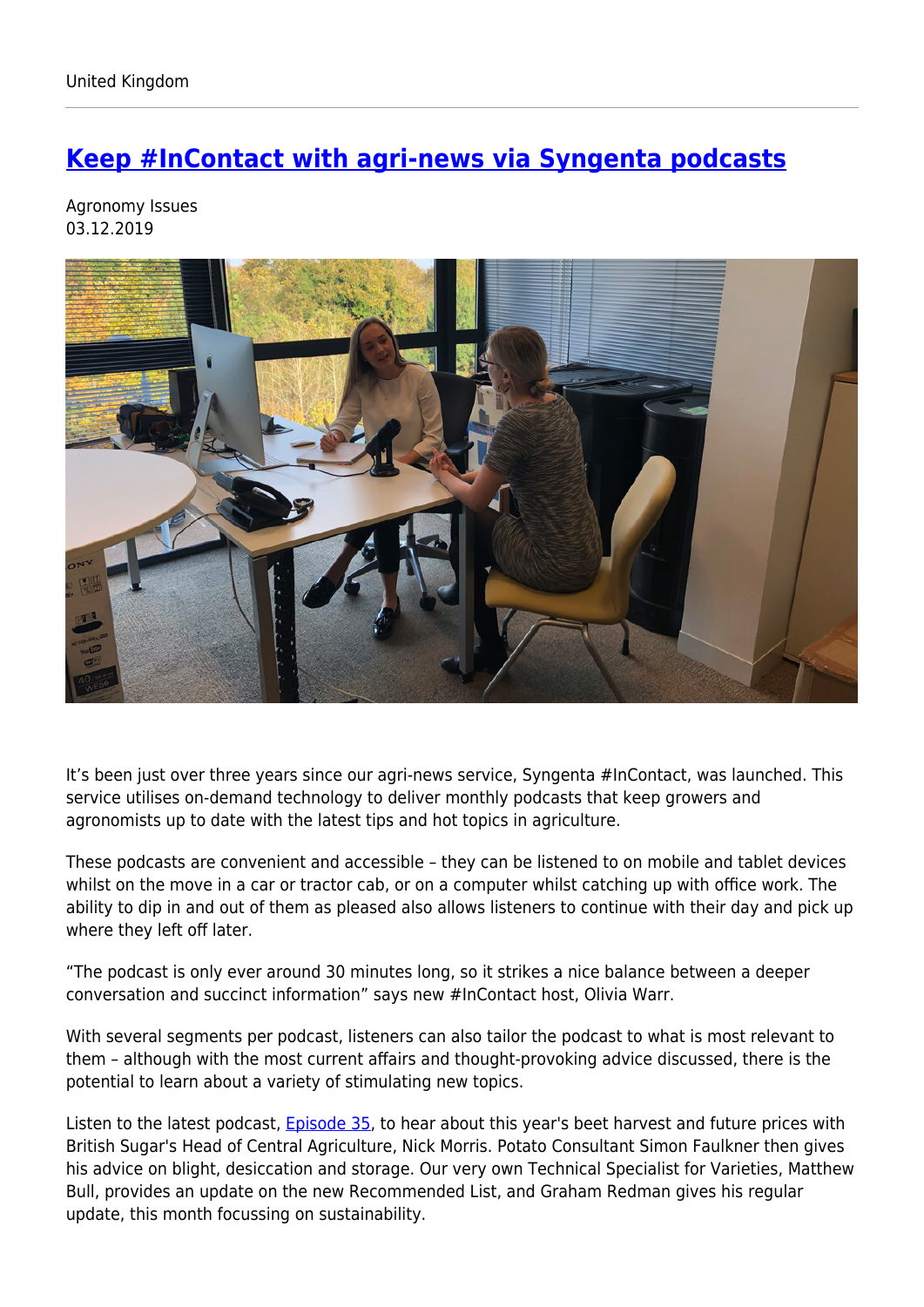United Kingdom

# [Keep #InContact with agri-news via Syngenta podcasts]

Agronomy Issues
03.12.2019

It's been just over three years since our agri-news service, Syngenta #InContact, was launched. This service utilises on-demand technology to deliver monthly podcasts that keep growers and agronomists up to date with the latest tips and hot topics in agriculture.

These podcasts are convenient and accessible – they can be listened to on mobile and tablet devices whilst on the move in a car or tractor cab, or on a computer whilst catching up with office work. The ability to dip in and out of them as pleased also allows listeners to continue with their day and pick up where they left off later.

"The podcast is only ever around 30 minutes long, so it strikes a nice balance between a deeper conversation and succinct information" says new #InContact host, Olivia Warr.

With several segments per podcast, listeners can also tailor the podcast to what is most relevant to them – although with the most current affairs and thought-provoking advice discussed, there is the potential to learn about a variety of stimulating new topics.

Listen to the latest podcast, Episode 35, to hear about this year's beet harvest and future prices with British Sugar's Head of Central Agriculture, Nick Morris. Potato Consultant Simon Faulkner then gives his advice on blight, desiccation and storage. Our very own Technical Specialist for Varieties, Matthew Bull, provides an update on the new Recommended List, and Graham Redman gives his regular update, this month focussing on sustainability.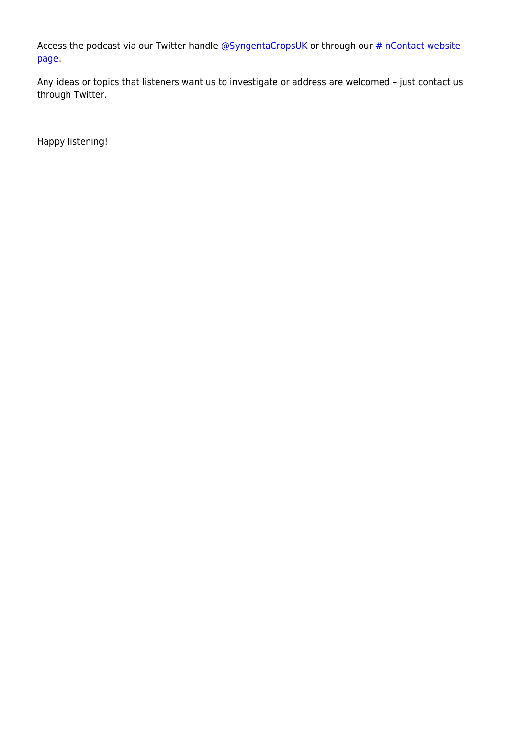Access the podcast via our Twitter handle @SyngentaCropsUK or through our #InContact website page.

Any ideas or topics that listeners want us to investigate or address are welcomed – just contact us through Twitter.

Happy listening!